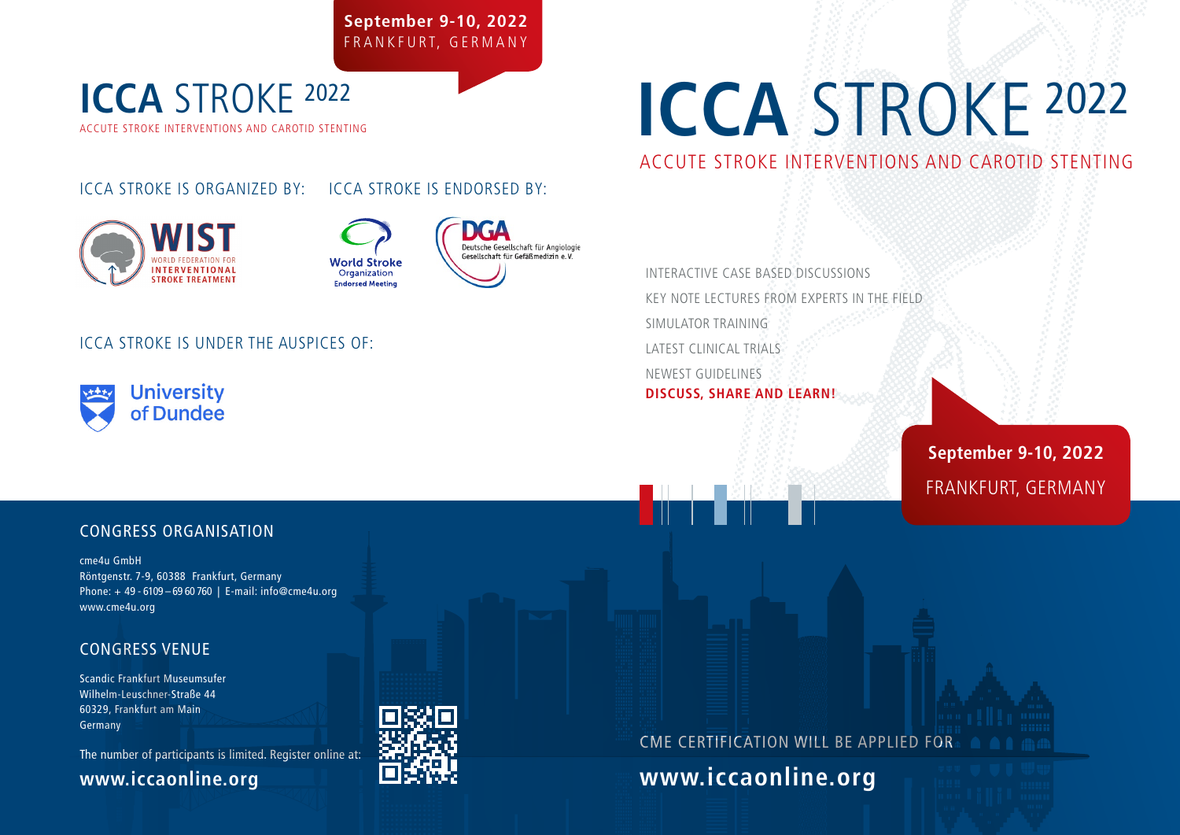**September 9-10, 2022**
FRANKFURT, GERMANY

# ICCA STROKE 2022

ACUTE STROKE INTERVENTIONS AND CAROTID STENTING

ICCA STROKE IS ORGANIZED BY:

WIST – WORLD FEDERATION FOR INTERVENTIONAL STROKE TREATMENT

ICCA STROKE IS ENDORSED BY:

World Stroke Organization – Endorsed Meeting

DGA – Deutsche Gesellschaft für Angiologie – Gesellschaft für Gefäßmedizin e.V.

ICCA STROKE IS UNDER THE AUSPICES OF:

University of Dundee

## CONGRESS ORGANISATION

cme4u GmbH
Röntgenstr. 7-9, 60388 Frankfurt, Germany
Phone: + 49 - 6109 – 69 60 760 | E-mail: info@cme4u.org
www.cme4u.org

## CONGRESS VENUE

Scandic Frankfurt Museumsufer
Wilhelm-Leuschner-Straße 44
60329, Frankfurt am Main
Germany

The number of participants is limited. Register online at:

**www.iccaonline.org**

# ICCA STROKE 2022

ACUTE STROKE INTERVENTIONS AND CAROTID STENTING

INTERACTIVE CASE BASED DISCUSSIONS
KEY NOTE LECTURES FROM EXPERTS IN THE FIELD
SIMULATOR TRAINING
LATEST CLINICAL TRIALS
NEWEST GUIDELINES
**DISCUSS, SHARE AND LEARN!**

**September 9-10, 2022**
FRANKFURT, GERMANY

CME CERTIFICATION WILL BE APPLIED FOR

**www.iccaonline.org**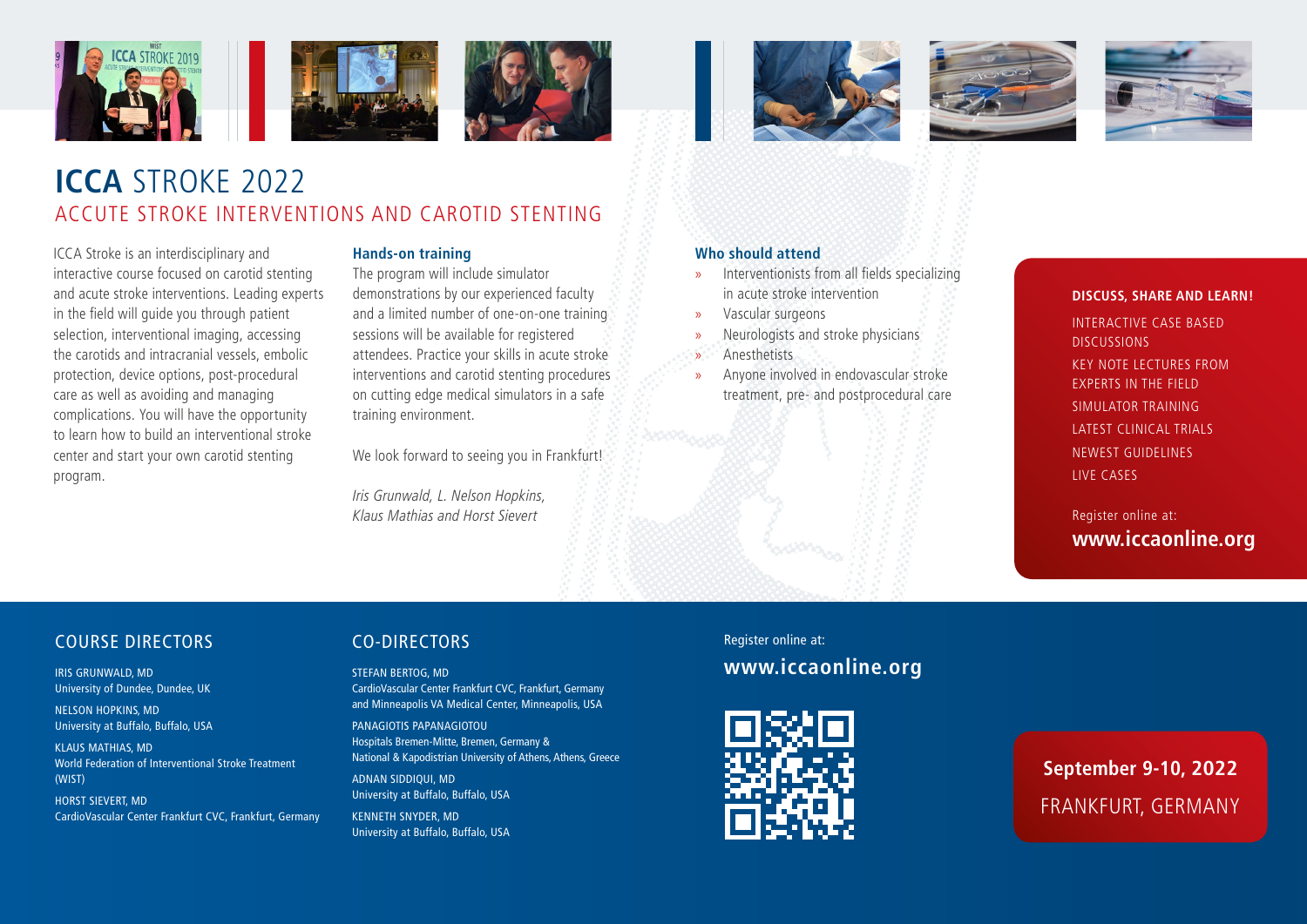# **ICCA** STROKE 2022

## ACCUTE STROKE INTERVENTIONS AND CAROTID STENTING

ICCA Stroke is an interdisciplinary and interactive course focused on carotid stenting and acute stroke interventions. Leading experts in the field will guide you through patient selection, interventional imaging, accessing the carotids and intracranial vessels, embolic protection, device options, post-procedural care as well as avoiding and managing complications. You will have the opportunity to learn how to build an interventional stroke center and start your own carotid stenting program.

### Hands-on training

The program will include simulator demonstrations by our experienced faculty and a limited number of one-on-one training sessions will be available for registered attendees. Practice your skills in acute stroke interventions and carotid stenting procedures on cutting edge medical simulators in a safe training environment.

We look forward to seeing you in Frankfurt!

*Iris Grunwald, L. Nelson Hopkins, Klaus Mathias and Horst Sievert*

### Who should attend

- Interventionists from all fields specializing in acute stroke intervention
- Vascular surgeons
- Neurologists and stroke physicians
- Anesthetists
- Anyone involved in endovascular stroke treatment, pre- and postprocedural care

**DISCUSS, SHARE AND LEARN!**

INTERACTIVE CASE BASED DISCUSSIONS
KEY NOTE LECTURES FROM EXPERTS IN THE FIELD
SIMULATOR TRAINING
LATEST CLINICAL TRIALS
NEWEST GUIDELINES
LIVE CASES

Register online at:
**www.iccaonline.org**

## COURSE DIRECTORS

IRIS GRUNWALD, MD
University of Dundee, Dundee, UK

NELSON HOPKINS, MD
University at Buffalo, Buffalo, USA

KLAUS MATHIAS, MD
World Federation of Interventional Stroke Treatment (WIST)

HORST SIEVERT, MD
CardioVascular Center Frankfurt CVC, Frankfurt, Germany

## CO-DIRECTORS

STEFAN BERTOG, MD
CardioVascular Center Frankfurt CVC, Frankfurt, Germany and Minneapolis VA Medical Center, Minneapolis, USA

PANAGIOTIS PAPANAGIOTOU
Hospitals Bremen-Mitte, Bremen, Germany & National & Kapodistrian University of Athens, Athens, Greece

ADNAN SIDDIQUI, MD
University at Buffalo, Buffalo, USA

KENNETH SNYDER, MD
University at Buffalo, Buffalo, USA

Register online at:
**www.iccaonline.org**

**September 9-10, 2022**
FRANKFURT, GERMANY